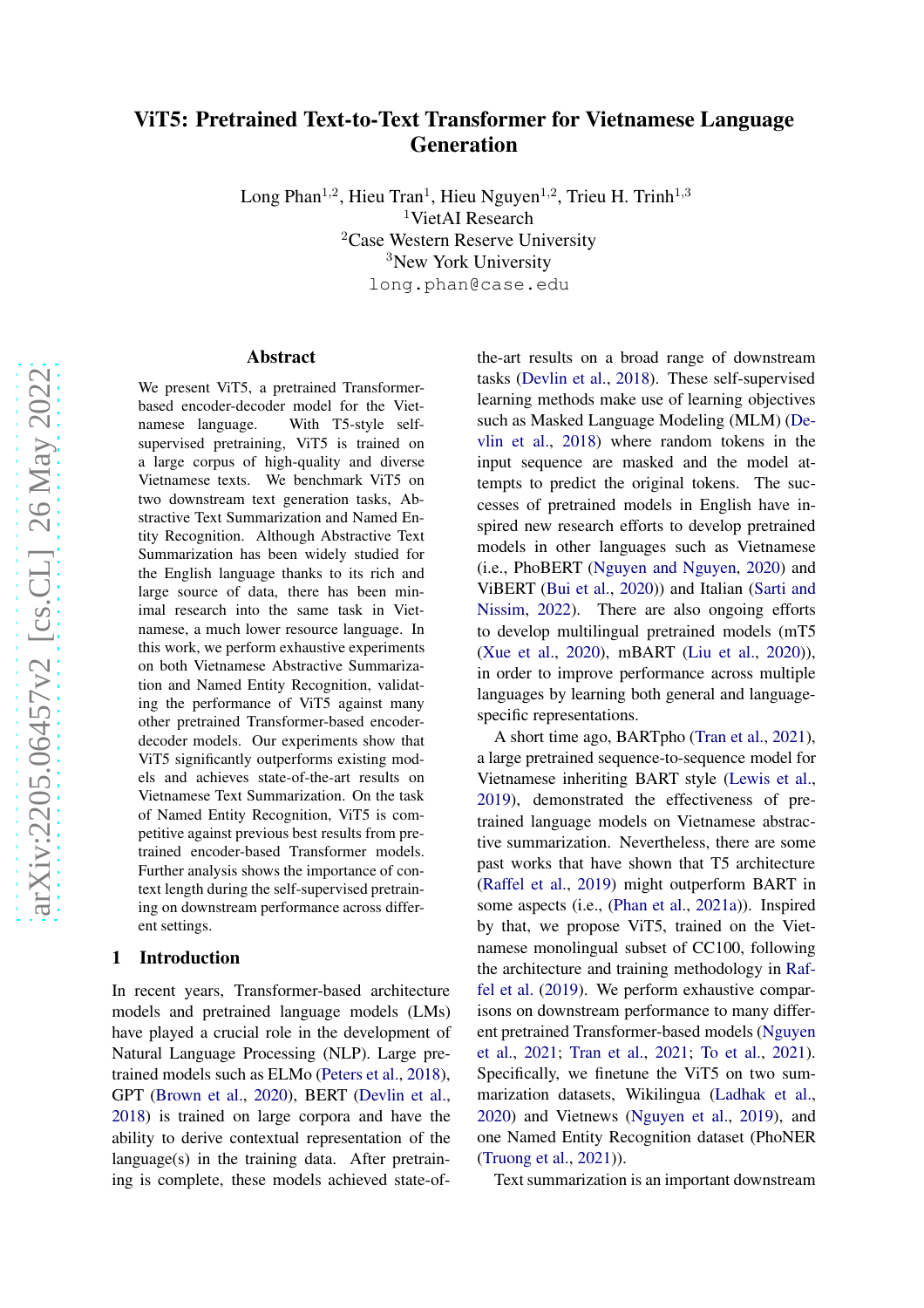# ViT5: Pretrained Text-to-Text Transformer for Vietnamese Language Generation

Long Phan[1,2], Hieu Tran[1], Hieu Nguyen[1,2], Trieu H. Trinh[1,3]

[1]VietAI Research

[2]Case Western Reserve University

[3]New York University

long.phan@case.edu

## Abstract

We present ViT5, a pretrained Transformer-based encoder-decoder model for the Vietnamese language. With T5-style self-supervised pretraining, ViT5 is trained on a large corpus of high-quality and diverse Vietnamese texts. We benchmark ViT5 on two downstream text generation tasks, Abstractive Text Summarization and Named Entity Recognition. Although Abstractive Text Summarization has been widely studied for the English language thanks to its rich and large source of data, there has been minimal research into the same task in Vietnamese, a much lower resource language. In this work, we perform exhaustive experiments on both Vietnamese Abstractive Summarization and Named Entity Recognition, validating the performance of ViT5 against many other pretrained Transformer-based encoder-decoder models. Our experiments show that ViT5 significantly outperforms existing models and achieves state-of-the-art results on Vietnamese Text Summarization. On the task of Named Entity Recognition, ViT5 is competitive against previous best results from pretrained encoder-based Transformer models. Further analysis shows the importance of context length during the self-supervised pretraining on downstream performance across different settings.

## 1 Introduction

In recent years, Transformer-based architecture models and pretrained language models (LMs) have played a crucial role in the development of Natural Language Processing (NLP). Large pretrained models such as ELMo (Peters et al., 2018), GPT (Brown et al., 2020), BERT (Devlin et al., 2018) is trained on large corpora and have the ability to derive contextual representation of the language(s) in the training data. After pretraining is complete, these models achieved state-of-the-art results on a broad range of downstream tasks (Devlin et al., 2018). These self-supervised learning methods make use of learning objectives such as Masked Language Modeling (MLM) (Devlin et al., 2018) where random tokens in the input sequence are masked and the model attempts to predict the original tokens. The successes of pretrained models in English have inspired new research efforts to develop pretrained models in other languages such as Vietnamese (i.e., PhoBERT (Nguyen and Nguyen, 2020) and ViBERT (Bui et al., 2020)) and Italian (Sarti and Nissim, 2022). There are also ongoing efforts to develop multilingual pretrained models (mT5 (Xue et al., 2020), mBART (Liu et al., 2020)), in order to improve performance across multiple languages by learning both general and language-specific representations.

A short time ago, BARTpho (Tran et al., 2021), a large pretrained sequence-to-sequence model for Vietnamese inheriting BART style (Lewis et al., 2019), demonstrated the effectiveness of pretrained language models on Vietnamese abstractive summarization. Nevertheless, there are some past works that have shown that T5 architecture (Raffel et al., 2019) might outperform BART in some aspects (i.e., (Phan et al., 2021a)). Inspired by that, we propose ViT5, trained on the Vietnamese monolingual subset of CC100, following the architecture and training methodology in Raffel et al. (2019). We perform exhaustive comparisons on downstream performance to many different pretrained Transformer-based models (Nguyen et al., 2021; Tran et al., 2021; To et al., 2021). Specifically, we finetune the ViT5 on two summarization datasets, Wikilingua (Ladhak et al., 2020) and Vietnews (Nguyen et al., 2019), and one Named Entity Recognition dataset (PhoNER (Truong et al., 2021)).

Text summarization is an important downstream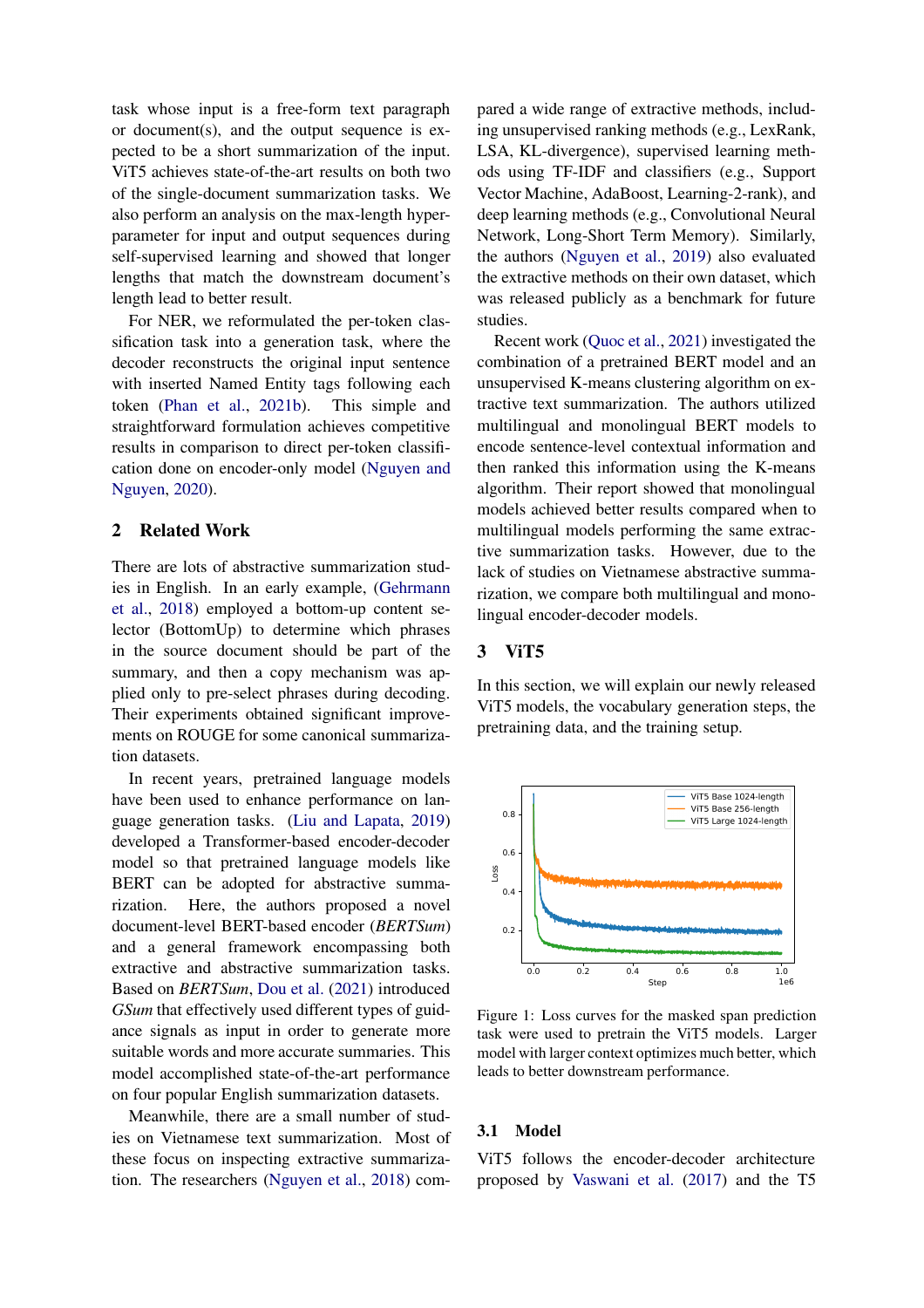task whose input is a free-form text paragraph or document(s), and the output sequence is expected to be a short summarization of the input. ViT5 achieves state-of-the-art results on both two of the single-document summarization tasks. We also perform an analysis on the max-length hyperparameter for input and output sequences during self-supervised learning and showed that longer lengths that match the downstream document's length lead to better result.

For NER, we reformulated the per-token classification task into a generation task, where the decoder reconstructs the original input sentence with inserted Named Entity tags following each token (Phan et al., 2021b). This simple and straightforward formulation achieves competitive results in comparison to direct per-token classification done on encoder-only model (Nguyen and Nguyen, 2020).

## 2 Related Work

There are lots of abstractive summarization studies in English. In an early example, (Gehrmann et al., 2018) employed a bottom-up content selector (BottomUp) to determine which phrases in the source document should be part of the summary, and then a copy mechanism was applied only to pre-select phrases during decoding. Their experiments obtained significant improvements on ROUGE for some canonical summarization datasets.

In recent years, pretrained language models have been used to enhance performance on language generation tasks. (Liu and Lapata, 2019) developed a Transformer-based encoder-decoder model so that pretrained language models like BERT can be adopted for abstractive summarization. Here, the authors proposed a novel document-level BERT-based encoder (*BERTSum*) and a general framework encompassing both extractive and abstractive summarization tasks. Based on *BERTSum*, Dou et al. (2021) introduced *GSum* that effectively used different types of guidance signals as input in order to generate more suitable words and more accurate summaries. This model accomplished state-of-the-art performance on four popular English summarization datasets.

Meanwhile, there are a small number of studies on Vietnamese text summarization. Most of these focus on inspecting extractive summarization. The researchers (Nguyen et al., 2018) compared a wide range of extractive methods, including unsupervised ranking methods (e.g., LexRank, LSA, KL-divergence), supervised learning methods using TF-IDF and classifiers (e.g., Support Vector Machine, AdaBoost, Learning-2-rank), and deep learning methods (e.g., Convolutional Neural Network, Long-Short Term Memory). Similarly, the authors (Nguyen et al., 2019) also evaluated the extractive methods on their own dataset, which was released publicly as a benchmark for future studies.

Recent work (Quoc et al., 2021) investigated the combination of a pretrained BERT model and an unsupervised K-means clustering algorithm on extractive text summarization. The authors utilized multilingual and monolingual BERT models to encode sentence-level contextual information and then ranked this information using the K-means algorithm. Their report showed that monolingual models achieved better results compared when to multilingual models performing the same extractive summarization tasks. However, due to the lack of studies on Vietnamese abstractive summarization, we compare both multilingual and monolingual encoder-decoder models.

## 3 ViT5

In this section, we will explain our newly released ViT5 models, the vocabulary generation steps, the pretraining data, and the training setup.

Figure 1: Loss curves for the masked span prediction task were used to pretrain the ViT5 models. Larger model with larger context optimizes much better, which leads to better downstream performance.

### 3.1 Model

ViT5 follows the encoder-decoder architecture proposed by Vaswani et al. (2017) and the T5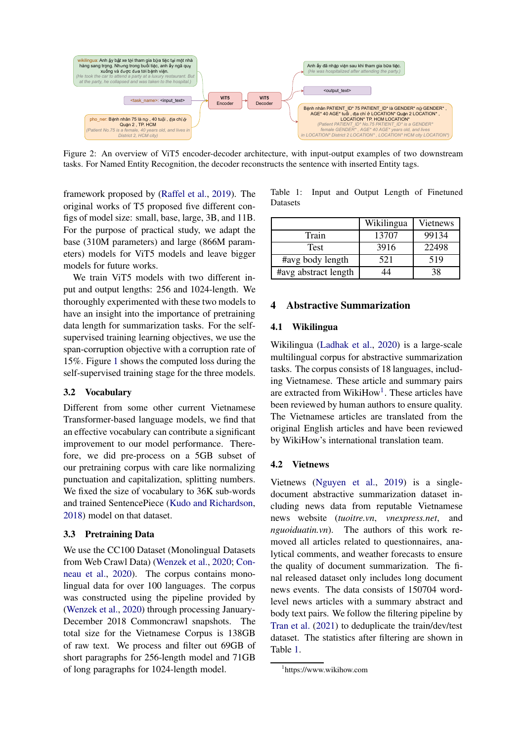Figure 2: An overview of ViT5 encoder-decoder architecture, with input-output examples of two downstream tasks. For Named Entity Recognition, the decoder reconstructs the sentence with inserted Entity tags.

framework proposed by (Raffel et al., 2019). The original works of T5 proposed five different configs of model size: small, base, large, 3B, and 11B. For the purpose of practical study, we adapt the base (310M parameters) and large (866M parameters) models for ViT5 models and leave bigger models for future works.

We train ViT5 models with two different input and output lengths: 256 and 1024-length. We thoroughly experimented with these two models to have an insight into the importance of pretraining data length for summarization tasks. For the self-supervised training learning objectives, we use the span-corruption objective with a corruption rate of 15%. Figure 1 shows the computed loss during the self-supervised training stage for the three models.

### 3.2 Vocabulary

Different from some other current Vietnamese Transformer-based language models, we find that an effective vocabulary can contribute a significant improvement to our model performance. Therefore, we did pre-process on a 5GB subset of our pretraining corpus with care like normalizing punctuation and capitalization, splitting numbers. We fixed the size of vocabulary to 36K sub-words and trained SentencePiece (Kudo and Richardson, 2018) model on that dataset.

### 3.3 Pretraining Data

We use the CC100 Dataset (Monolingual Datasets from Web Crawl Data) (Wenzek et al., 2020; Conneau et al., 2020). The corpus contains monolingual data for over 100 languages. The corpus was constructed using the pipeline provided by (Wenzek et al., 2020) through processing January-December 2018 Commoncrawl snapshots. The total size for the Vietnamese Corpus is 138GB of raw text. We process and filter out 69GB of short paragraphs for 256-length model and 71GB of long paragraphs for 1024-length model.

Table 1: Input and Output Length of Finetuned Datasets

| | Wikilingua | Vietnews |
|---|---|---|
| Train | 13707 | 99134 |
| Test | 3916 | 22498 |
| #avg body length | 521 | 519 |
| #avg abstract length | 44 | 38 |

## 4 Abstractive Summarization

### 4.1 Wikilingua

Wikilingua (Ladhak et al., 2020) is a large-scale multilingual corpus for abstractive summarization tasks. The corpus consists of 18 languages, including Vietnamese. These article and summary pairs are extracted from WikiHow[1]. These articles have been reviewed by human authors to ensure quality. The Vietnamese articles are translated from the original English articles and have been reviewed by WikiHow's international translation team.

### 4.2 Vietnews

Vietnews (Nguyen et al., 2019) is a single-document abstractive summarization dataset including news data from reputable Vietnamese news website (*tuoitre.vn*, *vnexpress.net*, and *nguoiduatin.vn*). The authors of this work removed all articles related to questionnaires, analytical comments, and weather forecasts to ensure the quality of document summarization. The final released dataset only includes long document news events. The data consists of 150704 word-level news articles with a summary abstract and body text pairs. We follow the filtering pipeline by Tran et al. (2021) to deduplicate the train/dev/test dataset. The statistics after filtering are shown in Table 1.

[1]https://www.wikihow.com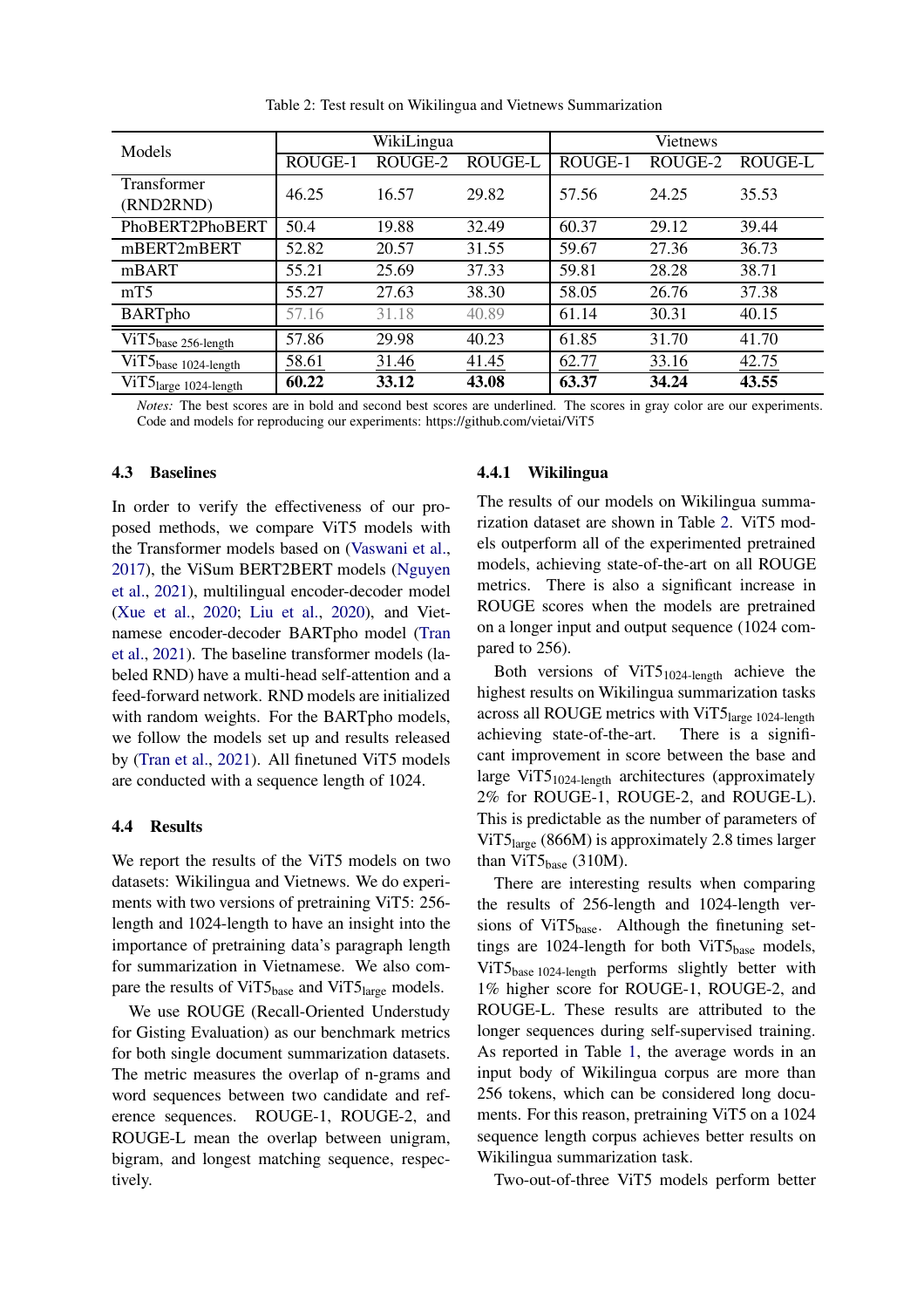Table 2: Test result on Wikilingua and Vietnews Summarization

| Models | WikiLingua | | | Vietnews | | |
|---|---|---|---|---|---|---|
| | ROUGE-1 | ROUGE-2 | ROUGE-L | ROUGE-1 | ROUGE-2 | ROUGE-L |
| Transformer (RND2RND) | 46.25 | 16.57 | 29.82 | 57.56 | 24.25 | 35.53 |
| PhoBERT2PhoBERT | 50.4 | 19.88 | 32.49 | 60.37 | 29.12 | 39.44 |
| mBERT2mBERT | 52.82 | 20.57 | 31.55 | 59.67 | 27.36 | 36.73 |
| mBART | 55.21 | 25.69 | 37.33 | 59.81 | 28.28 | 38.71 |
| mT5 | 55.27 | 27.63 | 38.30 | 58.05 | 26.76 | 37.38 |
| BARTpho | 57.16 | 31.18 | 40.89 | 61.14 | 30.31 | 40.15 |
| $\text{ViT5}_{\text{base 256-length}}$ | 57.86 | 29.98 | 40.23 | 61.85 | 31.70 | 41.70 |
| $\text{ViT5}_{\text{base 1024-length}}$ | <u>58.61</u> | <u>31.46</u> | <u>41.45</u> | <u>62.77</u> | <u>33.16</u> | <u>42.75</u> |
| $\text{ViT5}_{\text{large 1024-length}}$ | **60.22** | **33.12** | **43.08** | **63.37** | **34.24** | **43.55** |

*Notes:* The best scores are in bold and second best scores are underlined. The scores in gray color are our experiments. Code and models for reproducing our experiments: https://github.com/vietai/ViT5

### 4.3 Baselines

In order to verify the effectiveness of our proposed methods, we compare ViT5 models with the Transformer models based on (Vaswani et al., 2017), the ViSum BERT2BERT models (Nguyen et al., 2021), multilingual encoder-decoder model (Xue et al., 2020; Liu et al., 2020), and Vietnamese encoder-decoder BARTpho model (Tran et al., 2021). The baseline transformer models (labeled RND) have a multi-head self-attention and a feed-forward network. RND models are initialized with random weights. For the BARTpho models, we follow the models set up and results released by (Tran et al., 2021). All finetuned ViT5 models are conducted with a sequence length of 1024.

### 4.4 Results

We report the results of the ViT5 models on two datasets: Wikilingua and Vietnews. We do experiments with two versions of pretraining ViT5: 256-length and 1024-length to have an insight into the importance of pretraining data's paragraph length for summarization in Vietnamese. We also compare the results of $\text{ViT5}_{\text{base}}$ and $\text{ViT5}_{\text{large}}$ models.

We use ROUGE (Recall-Oriented Understudy for Gisting Evaluation) as our benchmark metrics for both single document summarization datasets. The metric measures the overlap of n-grams and word sequences between two candidate and reference sequences. ROUGE-1, ROUGE-2, and ROUGE-L mean the overlap between unigram, bigram, and longest matching sequence, respectively.

#### 4.4.1 Wikilingua

The results of our models on Wikilingua summarization dataset are shown in Table 2. ViT5 models outperform all of the experimented pretrained models, achieving state-of-the-art on all ROUGE metrics. There is also a significant increase in ROUGE scores when the models are pretrained on a longer input and output sequence (1024 compared to 256).

Both versions of $\text{ViT5}_{\text{1024-length}}$ achieve the highest results on Wikilingua summarization tasks across all ROUGE metrics with $\text{ViT5}_{\text{large 1024-length}}$ achieving state-of-the-art. There is a significant improvement in score between the base and large $\text{ViT5}_{\text{1024-length}}$ architectures (approximately 2% for ROUGE-1, ROUGE-2, and ROUGE-L). This is predictable as the number of parameters of $\text{ViT5}_{\text{large}}$ (866M) is approximately 2.8 times larger than $\text{ViT5}_{\text{base}}$ (310M).

There are interesting results when comparing the results of 256-length and 1024-length versions of $\text{ViT5}_{\text{base}}$. Although the finetuning settings are 1024-length for both $\text{ViT5}_{\text{base}}$ models, $\text{ViT5}_{\text{base 1024-length}}$ performs slightly better with 1% higher score for ROUGE-1, ROUGE-2, and ROUGE-L. These results are attributed to the longer sequences during self-supervised training. As reported in Table 1, the average words in an input body of Wikilingua corpus are more than 256 tokens, which can be considered long documents. For this reason, pretraining ViT5 on a 1024 sequence length corpus achieves better results on Wikilingua summarization task.

Two-out-of-three ViT5 models perform better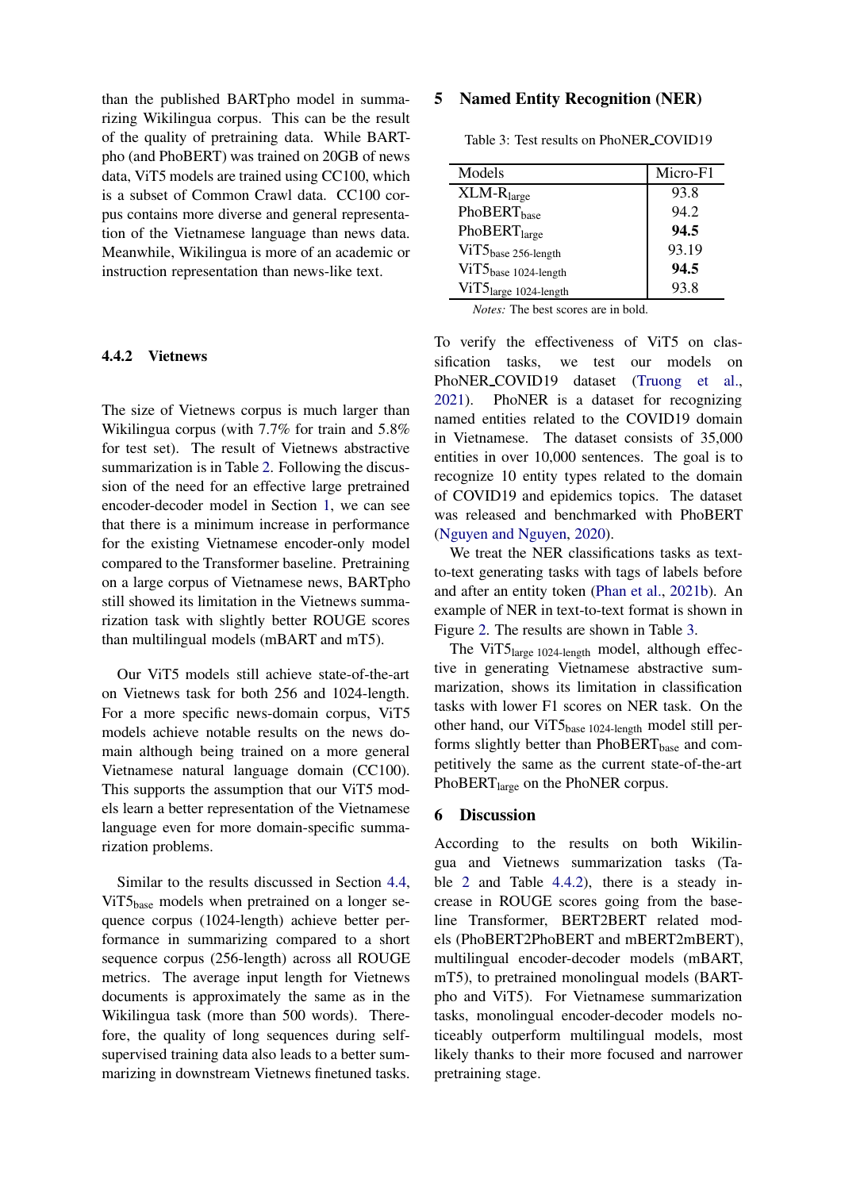than the published BARTpho model in summarizing Wikilingua corpus. This can be the result of the quality of pretraining data. While BARTpho (and PhoBERT) was trained on 20GB of news data, ViT5 models are trained using CC100, which is a subset of Common Crawl data. CC100 corpus contains more diverse and general representation of the Vietnamese language than news data. Meanwhile, Wikilingua is more of an academic or instruction representation than news-like text.

### 4.4.2 Vietnews

The size of Vietnews corpus is much larger than Wikilingua corpus (with 7.7% for train and 5.8% for test set). The result of Vietnews abstractive summarization is in Table 2. Following the discussion of the need for an effective large pretrained encoder-decoder model in Section 1, we can see that there is a minimum increase in performance for the existing Vietnamese encoder-only model compared to the Transformer baseline. Pretraining on a large corpus of Vietnamese news, BARTpho still showed its limitation in the Vietnews summarization task with slightly better ROUGE scores than multilingual models (mBART and mT5).

Our ViT5 models still achieve state-of-the-art on Vietnews task for both 256 and 1024-length. For a more specific news-domain corpus, ViT5 models achieve notable results on the news domain although being trained on a more general Vietnamese natural language domain (CC100). This supports the assumption that our ViT5 models learn a better representation of the Vietnamese language even for more domain-specific summarization problems.

Similar to the results discussed in Section 4.4, ViT5$_{\text{base}}$ models when pretrained on a longer sequence corpus (1024-length) achieve better performance in summarizing compared to a short sequence corpus (256-length) across all ROUGE metrics. The average input length for Vietnews documents is approximately the same as in the Wikilingua task (more than 500 words). Therefore, the quality of long sequences during self-supervised training data also leads to a better summarizing in downstream Vietnews finetuned tasks.

## 5 Named Entity Recognition (NER)

Table 3: Test results on PhoNER_COVID19

| Models | Micro-F1 |
|---|---|
| XLM-R$_{\text{large}}$ | 93.8 |
| PhoBERT$_{\text{base}}$ | 94.2 |
| PhoBERT$_{\text{large}}$ | **94.5** |
| ViT5$_{\text{base 256-length}}$ | 93.19 |
| ViT5$_{\text{base 1024-length}}$ | **94.5** |
| ViT5$_{\text{large 1024-length}}$ | 93.8 |

*Notes:* The best scores are in bold.

To verify the effectiveness of ViT5 on classification tasks, we test our models on PhoNER_COVID19 dataset (Truong et al., 2021). PhoNER is a dataset for recognizing named entities related to the COVID19 domain in Vietnamese. The dataset consists of 35,000 entities in over 10,000 sentences. The goal is to recognize 10 entity types related to the domain of COVID19 and epidemics topics. The dataset was released and benchmarked with PhoBERT (Nguyen and Nguyen, 2020).

We treat the NER classifications tasks as text-to-text generating tasks with tags of labels before and after an entity token (Phan et al., 2021b). An example of NER in text-to-text format is shown in Figure 2. The results are shown in Table 3.

The ViT5$_{\text{large 1024-length}}$ model, although effective in generating Vietnamese abstractive summarization, shows its limitation in classification tasks with lower F1 scores on NER task. On the other hand, our ViT5$_{\text{base 1024-length}}$ model still performs slightly better than PhoBERT$_{\text{base}}$ and competitively the same as the current state-of-the-art PhoBERT$_{\text{large}}$ on the PhoNER corpus.

## 6 Discussion

According to the results on both Wikilingua and Vietnews summarization tasks (Table 2 and Table 4.4.2), there is a steady increase in ROUGE scores going from the baseline Transformer, BERT2BERT related models (PhoBERT2PhoBERT and mBERT2mBERT), multilingual encoder-decoder models (mBART, mT5), to pretrained monolingual models (BARTpho and ViT5). For Vietnamese summarization tasks, monolingual encoder-decoder models noticeably outperform multilingual models, most likely thanks to their more focused and narrower pretraining stage.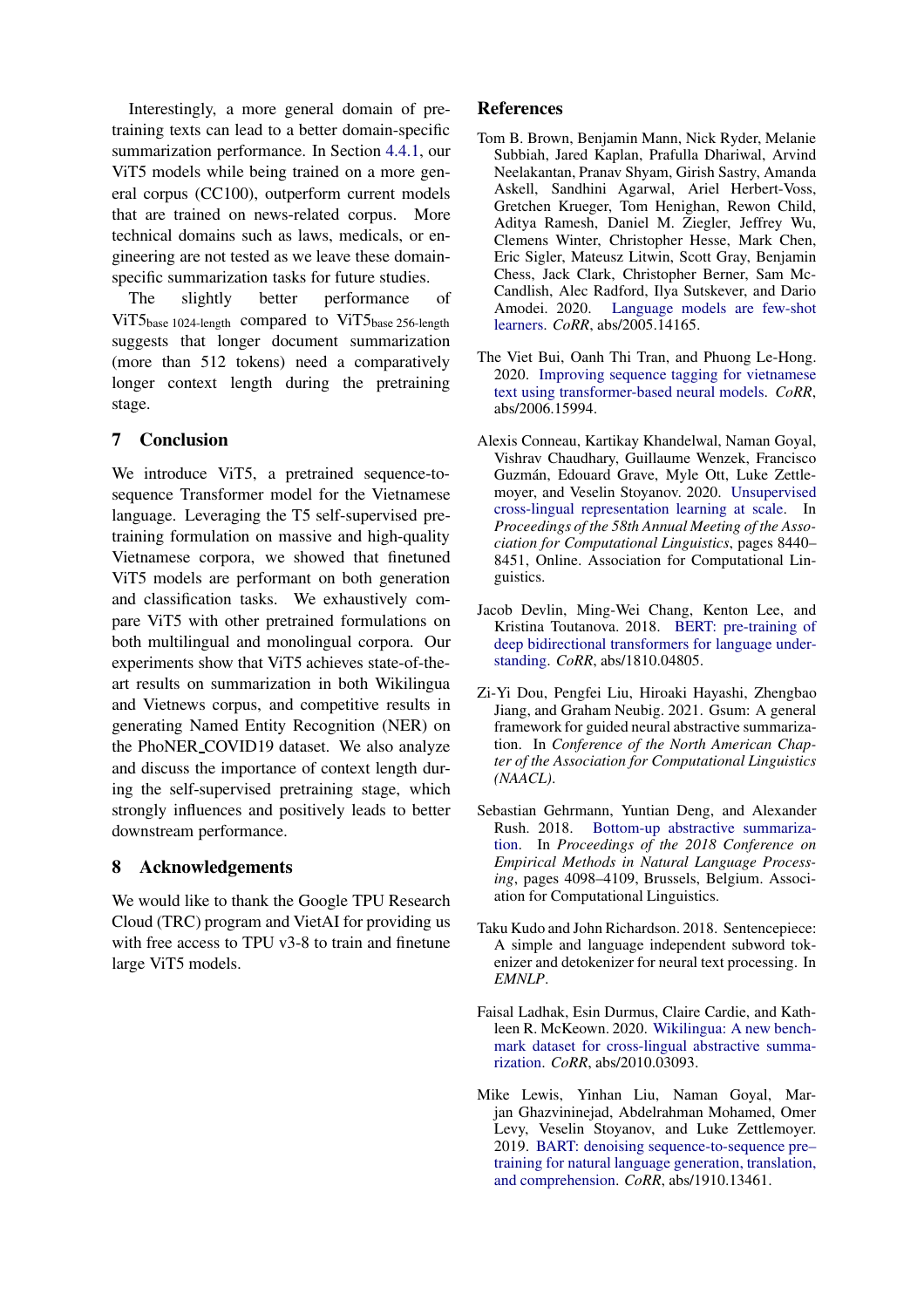Interestingly, a more general domain of pretraining texts can lead to a better domain-specific summarization performance. In Section 4.4.1, our ViT5 models while being trained on a more general corpus (CC100), outperform current models that are trained on news-related corpus. More technical domains such as laws, medicals, or engineering are not tested as we leave these domain-specific summarization tasks for future studies.

The slightly better performance of $\text{ViT5}_{\text{base 1024-length}}$ compared to $\text{ViT5}_{\text{base 256-length}}$ suggests that longer document summarization (more than 512 tokens) need a comparatively longer context length during the pretraining stage.

## 7 Conclusion

We introduce ViT5, a pretrained sequence-to-sequence Transformer model for the Vietnamese language. Leveraging the T5 self-supervised pretraining formulation on massive and high-quality Vietnamese corpora, we showed that finetuned ViT5 models are performant on both generation and classification tasks. We exhaustively compare ViT5 with other pretrained formulations on both multilingual and monolingual corpora. Our experiments show that ViT5 achieves state-of-the-art results on summarization in both Wikilingua and Vietnews corpus, and competitive results in generating Named Entity Recognition (NER) on the PhoNER_COVID19 dataset. We also analyze and discuss the importance of context length during the self-supervised pretraining stage, which strongly influences and positively leads to better downstream performance.

## 8 Acknowledgements

We would like to thank the Google TPU Research Cloud (TRC) program and VietAI for providing us with free access to TPU v3-8 to train and finetune large ViT5 models.

## References

Tom B. Brown, Benjamin Mann, Nick Ryder, Melanie Subbiah, Jared Kaplan, Prafulla Dhariwal, Arvind Neelakantan, Pranav Shyam, Girish Sastry, Amanda Askell, Sandhini Agarwal, Ariel Herbert-Voss, Gretchen Krueger, Tom Henighan, Rewon Child, Aditya Ramesh, Daniel M. Ziegler, Jeffrey Wu, Clemens Winter, Christopher Hesse, Mark Chen, Eric Sigler, Mateusz Litwin, Scott Gray, Benjamin Chess, Jack Clark, Christopher Berner, Sam McCandlish, Alec Radford, Ilya Sutskever, and Dario Amodei. 2020. Language models are few-shot learners. *CoRR*, abs/2005.14165.

The Viet Bui, Oanh Thi Tran, and Phuong Le-Hong. 2020. Improving sequence tagging for vietnamese text using transformer-based neural models. *CoRR*, abs/2006.15994.

Alexis Conneau, Kartikay Khandelwal, Naman Goyal, Vishrav Chaudhary, Guillaume Wenzek, Francisco Guzmán, Edouard Grave, Myle Ott, Luke Zettlemoyer, and Veselin Stoyanov. 2020. Unsupervised cross-lingual representation learning at scale. In *Proceedings of the 58th Annual Meeting of the Association for Computational Linguistics*, pages 8440–8451, Online. Association for Computational Linguistics.

Jacob Devlin, Ming-Wei Chang, Kenton Lee, and Kristina Toutanova. 2018. BERT: pre-training of deep bidirectional transformers for language understanding. *CoRR*, abs/1810.04805.

Zi-Yi Dou, Pengfei Liu, Hiroaki Hayashi, Zhengbao Jiang, and Graham Neubig. 2021. Gsum: A general framework for guided neural abstractive summarization. In *Conference of the North American Chapter of the Association for Computational Linguistics (NAACL)*.

Sebastian Gehrmann, Yuntian Deng, and Alexander Rush. 2018. Bottom-up abstractive summarization. In *Proceedings of the 2018 Conference on Empirical Methods in Natural Language Processing*, pages 4098–4109, Brussels, Belgium. Association for Computational Linguistics.

Taku Kudo and John Richardson. 2018. Sentencepiece: A simple and language independent subword tokenizer and detokenizer for neural text processing. In *EMNLP*.

Faisal Ladhak, Esin Durmus, Claire Cardie, and Kathleen R. McKeown. 2020. Wikilingua: A new benchmark dataset for cross-lingual abstractive summarization. *CoRR*, abs/2010.03093.

Mike Lewis, Yinhan Liu, Naman Goyal, Marjan Ghazvininejad, Abdelrahman Mohamed, Omer Levy, Veselin Stoyanov, and Luke Zettlemoyer. 2019. BART: denoising sequence-to-sequence pre-training for natural language generation, translation, and comprehension. *CoRR*, abs/1910.13461.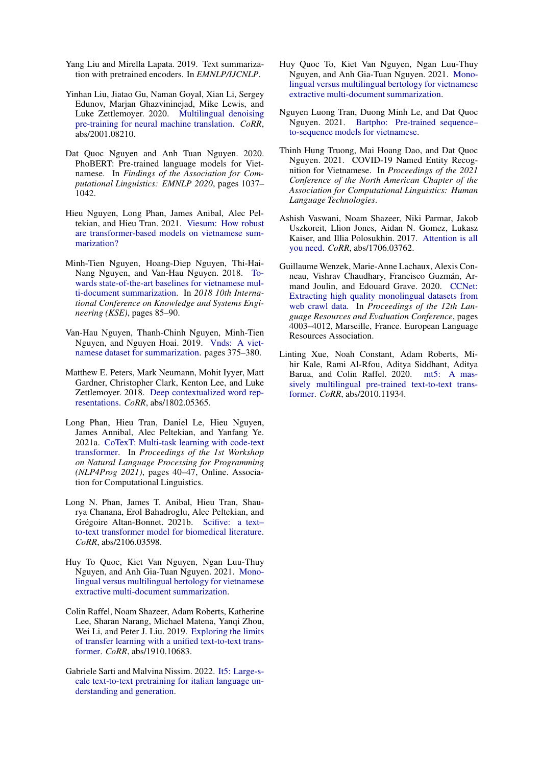Yang Liu and Mirella Lapata. 2019. Text summarization with pretrained encoders. In *EMNLP/IJCNLP*.

Yinhan Liu, Jiatao Gu, Naman Goyal, Xian Li, Sergey Edunov, Marjan Ghazvininejad, Mike Lewis, and Luke Zettlemoyer. 2020. Multilingual denoising pre-training for neural machine translation. *CoRR*, abs/2001.08210.

Dat Quoc Nguyen and Anh Tuan Nguyen. 2020. PhoBERT: Pre-trained language models for Vietnamese. In *Findings of the Association for Computational Linguistics: EMNLP 2020*, pages 1037–1042.

Hieu Nguyen, Long Phan, James Anibal, Alec Peltekian, and Hieu Tran. 2021. Viesum: How robust are transformer-based models on vietnamese summarization?

Minh-Tien Nguyen, Hoang-Diep Nguyen, Thi-Hai-Nang Nguyen, and Van-Hau Nguyen. 2018. Towards state-of-the-art baselines for vietnamese multi-document summarization. In *2018 10th International Conference on Knowledge and Systems Engineering (KSE)*, pages 85–90.

Van-Hau Nguyen, Thanh-Chinh Nguyen, Minh-Tien Nguyen, and Nguyen Hoai. 2019. Vnds: A vietnamese dataset for summarization. pages 375–380.

Matthew E. Peters, Mark Neumann, Mohit Iyyer, Matt Gardner, Christopher Clark, Kenton Lee, and Luke Zettlemoyer. 2018. Deep contextualized word representations. *CoRR*, abs/1802.05365.

Long Phan, Hieu Tran, Daniel Le, Hieu Nguyen, James Annibal, Alec Peltekian, and Yanfang Ye. 2021a. CoTexT: Multi-task learning with code-text transformer. In *Proceedings of the 1st Workshop on Natural Language Processing for Programming (NLP4Prog 2021)*, pages 40–47, Online. Association for Computational Linguistics.

Long N. Phan, James T. Anibal, Hieu Tran, Shaurya Chanana, Erol Bahadroglu, Alec Peltekian, and Grégoire Altan-Bonnet. 2021b. Scifive: a text–to-text transformer model for biomedical literature. *CoRR*, abs/2106.03598.

Huy To Quoc, Kiet Van Nguyen, Ngan Luu-Thuy Nguyen, and Anh Gia-Tuan Nguyen. 2021. Monolingual versus multilingual bertology for vietnamese extractive multi-document summarization.

Colin Raffel, Noam Shazeer, Adam Roberts, Katherine Lee, Sharan Narang, Michael Matena, Yanqi Zhou, Wei Li, and Peter J. Liu. 2019. Exploring the limits of transfer learning with a unified text-to-text transformer. *CoRR*, abs/1910.10683.

Gabriele Sarti and Malvina Nissim. 2022. It5: Large-scale text-to-text pretraining for italian language understanding and generation.

Huy Quoc To, Kiet Van Nguyen, Ngan Luu-Thuy Nguyen, and Anh Gia-Tuan Nguyen. 2021. Monolingual versus multilingual bertology for vietnamese extractive multi-document summarization.

Nguyen Luong Tran, Duong Minh Le, and Dat Quoc Nguyen. 2021. Bartpho: Pre-trained sequence–to-sequence models for vietnamese.

Thinh Hung Truong, Mai Hoang Dao, and Dat Quoc Nguyen. 2021. COVID-19 Named Entity Recognition for Vietnamese. In *Proceedings of the 2021 Conference of the North American Chapter of the Association for Computational Linguistics: Human Language Technologies*.

Ashish Vaswani, Noam Shazeer, Niki Parmar, Jakob Uszkoreit, Llion Jones, Aidan N. Gomez, Lukasz Kaiser, and Illia Polosukhin. 2017. Attention is all you need. *CoRR*, abs/1706.03762.

Guillaume Wenzek, Marie-Anne Lachaux, Alexis Conneau, Vishrav Chaudhary, Francisco Guzmán, Armand Joulin, and Edouard Grave. 2020. CCNet: Extracting high quality monolingual datasets from web crawl data. In *Proceedings of the 12th Language Resources and Evaluation Conference*, pages 4003–4012, Marseille, France. European Language Resources Association.

Linting Xue, Noah Constant, Adam Roberts, Mihir Kale, Rami Al-Rfou, Aditya Siddhant, Aditya Barua, and Colin Raffel. 2020. mt5: A massively multilingual pre-trained text-to-text transformer. *CoRR*, abs/2010.11934.